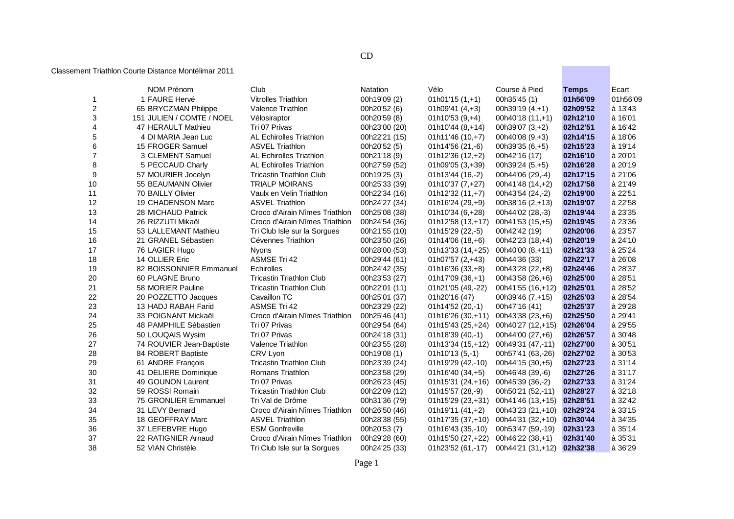CD

Classement Triathlon Courte Distance Montélimar 2011

| | NOM Prénom | Club | Natation | Vélo | Course à Pied | **Temps** | Ecart |
|---|---|---|---|---|---|---|---|
| 1 | 1 FAURE Hervé | Vitrolles Triathlon | 00h19'09 (2) | 01h01'15 (1,+1) | 00h35'45 (1) | **01h56'09** | 01h56'09 |
| 2 | 65 BRYCZMAN Philippe | Valence Triathlon | 00h20'52 (6) | 01h09'41 (4,+3) | 00h39'19 (4,+1) | **02h09'52** | à 13'43 |
| 3 | 151 JULIEN / COMTE / NOEL | Vélosiraptor | 00h20'59 (8) | 01h10'53 (9,+4) | 00h40'18 (11,+1) | **02h12'10** | à 16'01 |
| 4 | 47 HERAULT Mathieu | Tri 07 Privas | 00h23'00 (20) | 01h10'44 (8,+14) | 00h39'07 (3,+2) | **02h12'51** | à 16'42 |
| 5 | 4 DI MARIA Jean Luc | AL Echirolles Triathlon | 00h22'21 (15) | 01h11'46 (10,+7) | 00h40'08 (9,+3) | **02h14'15** | à 18'06 |
| 6 | 15 FROGER Samuel | ASVEL Triathlon | 00h20'52 (5) | 01h14'56 (21,-6) | 00h39'35 (6,+5) | **02h15'23** | à 19'14 |
| 7 | 3 CLEMENT Samuel | AL Echirolles Triathlon | 00h21'18 (9) | 01h12'36 (12,+2) | 00h42'16 (17) | **02h16'10** | à 20'01 |
| 8 | 5 PECCAUD Charly | AL Echirolles Triathlon | 00h27'59 (52) | 01h09'05 (3,+39) | 00h39'24 (5,+5) | **02h16'28** | à 20'19 |
| 9 | 57 MOURIER Jocelyn | Tricastin Triathlon Club | 00h19'25 (3) | 01h13'44 (16,-2) | 00h44'06 (29,-4) | **02h17'15** | à 21'06 |
| 10 | 55 BEAUMANN Olivier | TRIALP MOIRANS | 00h25'33 (39) | 01h10'37 (7,+27) | 00h41'48 (14,+2) | **02h17'58** | à 21'49 |
| 11 | 70 BAILLY Olivier | Vaulx en Velin Triathlon | 00h22'34 (16) | 01h12'32 (11,+7) | 00h43'54 (24,-2) | **02h19'00** | à 22'51 |
| 12 | 19 CHADENSON Marc | ASVEL Triathlon | 00h24'27 (34) | 01h16'24 (29,+9) | 00h38'16 (2,+13) | **02h19'07** | à 22'58 |
| 13 | 28 MICHAUD Patrick | Croco d'Airain Nîmes Triathlon | 00h25'08 (38) | 01h10'34 (6,+28) | 00h44'02 (28,-3) | **02h19'44** | à 23'35 |
| 14 | 26 RIZZUTI Mikaël | Croco d'Airain Nîmes Triathlon | 00h24'54 (36) | 01h12'58 (13,+17) | 00h41'53 (15,+5) | **02h19'45** | à 23'36 |
| 15 | 53 LALLEMANT Mathieu | Tri Club Isle sur la Sorgues | 00h21'55 (10) | 01h15'29 (22,-5) | 00h42'42 (19) | **02h20'06** | à 23'57 |
| 16 | 21 GRANEL Sébastien | Cévennes Triathlon | 00h23'50 (26) | 01h14'06 (18,+6) | 00h42'23 (18,+4) | **02h20'19** | à 24'10 |
| 17 | 76 LAGIER Hugo | Nyons | 00h28'00 (53) | 01h13'33 (14,+25) | 00h40'00 (8,+11) | **02h21'33** | à 25'24 |
| 18 | 14 OLLIER Eric | ASMSE Tri 42 | 00h29'44 (61) | 01h07'57 (2,+43) | 00h44'36 (33) | **02h22'17** | à 26'08 |
| 19 | 82 BOISSONNIER Emmanuel | Echirolles | 00h24'42 (35) | 01h16'36 (33,+8) | 00h43'28 (22,+8) | **02h24'46** | à 28'37 |
| 20 | 60 PLAGNE Bruno | Tricastin Triathlon Club | 00h23'53 (27) | 01h17'09 (36,+1) | 00h43'58 (26,+6) | **02h25'00** | à 28'51 |
| 21 | 58 MORIER Pauline | Tricastin Triathlon Club | 00h22'01 (11) | 01h21'05 (49,-22) | 00h41'55 (16,+12) | **02h25'01** | à 28'52 |
| 22 | 20 POZZETTO Jacques | Cavaillon TC | 00h25'01 (37) | 01h20'16 (47) | 00h39'46 (7,+15) | **02h25'03** | à 28'54 |
| 23 | 13 HADJ RABAH Farid | ASMSE Tri 42 | 00h23'29 (22) | 01h14'52 (20,-1) | 00h47'16 (41) | **02h25'37** | à 29'28 |
| 24 | 33 POIGNANT Mickaël | Croco d'Airain Nîmes Triathlon | 00h25'46 (41) | 01h16'26 (30,+11) | 00h43'38 (23,+6) | **02h25'50** | à 29'41 |
| 25 | 48 PAMPHILE Sébastien | Tri 07 Privas | 00h29'54 (64) | 01h15'43 (25,+24) | 00h40'27 (12,+15) | **02h26'04** | à 29'55 |
| 26 | 50 LOUQAIS Wysim | Tri 07 Privas | 00h24'18 (31) | 01h18'39 (40,-1) | 00h44'00 (27,+6) | **02h26'57** | à 30'48 |
| 27 | 74 ROUVIER Jean-Baptiste | Valence Triathlon | 00h23'55 (28) | 01h13'34 (15,+12) | 00h49'31 (47,-11) | **02h27'00** | à 30'51 |
| 28 | 84 ROBERT Baptiste | CRV Lyon | 00h19'08 (1) | 01h10'13 (5,-1) | 00h57'41 (63,-26) | **02h27'02** | à 30'53 |
| 29 | 61 ANDRE François | Tricastin Triathlon Club | 00h23'39 (24) | 01h19'29 (42,-10) | 00h44'15 (30,+5) | **02h27'23** | à 31'14 |
| 30 | 41 DELIERE Dominique | Romans Triathlon | 00h23'58 (29) | 01h16'40 (34,+5) | 00h46'48 (39,-6) | **02h27'26** | à 31'17 |
| 31 | 49 GOUNON Laurent | Tri 07 Privas | 00h26'23 (45) | 01h15'31 (24,+16) | 00h45'39 (36,-2) | **02h27'33** | à 31'24 |
| 32 | 59 ROSSI Romain | Tricastin Triathlon Club | 00h22'09 (12) | 01h15'57 (28,-9) | 00h50'21 (52,-11) | **02h28'27** | à 32'18 |
| 33 | 75 GRONLIER Emmanuel | Tri Val de Drôme | 00h31'36 (79) | 01h15'29 (23,+31) | 00h41'46 (13,+15) | **02h28'51** | à 32'42 |
| 34 | 31 LEVY Bernard | Croco d'Airain Nîmes Triathlon | 00h26'50 (46) | 01h19'11 (41,+2) | 00h43'23 (21,+10) | **02h29'24** | à 33'15 |
| 35 | 18 GEOFFRAY Marc | ASVEL Triathlon | 00h28'38 (55) | 01h17'35 (37,+10) | 00h44'31 (32,+10) | **02h30'44** | à 34'35 |
| 36 | 37 LEFEBVRE Hugo | ESM Gonfreville | 00h20'53 (7) | 01h16'43 (35,-10) | 00h53'47 (59,-19) | **02h31'23** | à 35'14 |
| 37 | 22 RATIGNIER Arnaud | Croco d'Airain Nîmes Triathlon | 00h29'28 (60) | 01h15'50 (27,+22) | 00h46'22 (38,+1) | **02h31'40** | à 35'31 |
| 38 | 52 VIAN Christèle | Tri Club Isle sur la Sorgues | 00h24'25 (33) | 01h23'52 (61,-17) | 00h44'21 (31,+12) | **02h32'38** | à 36'29 |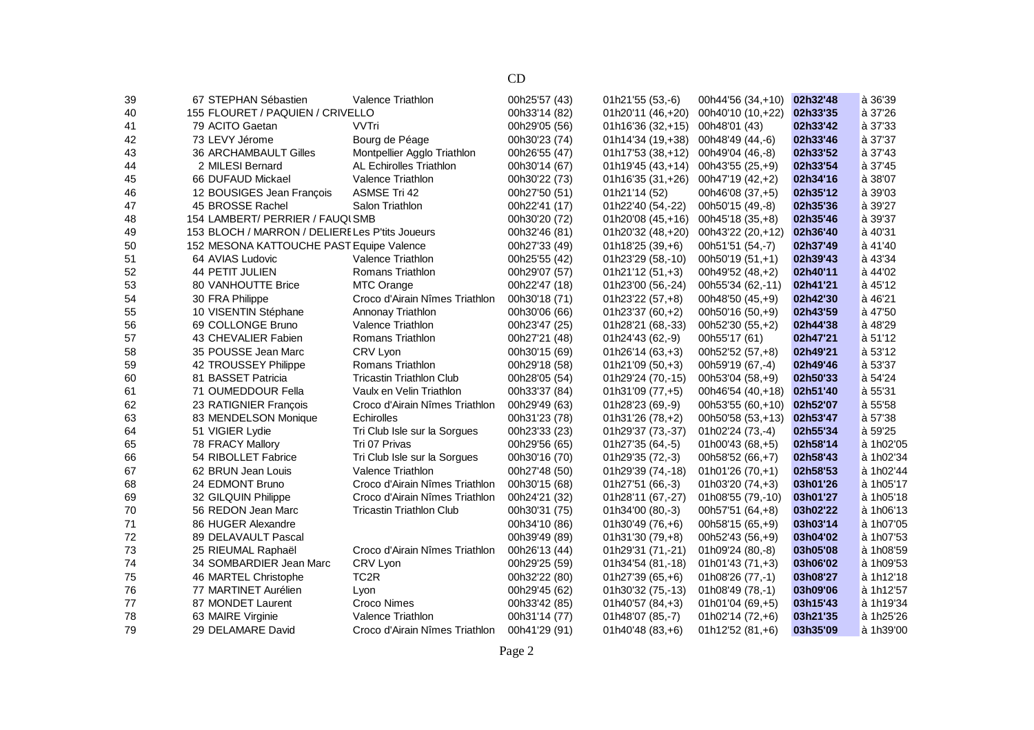CD

| | | | | | | | |
|---|---|---|---|---|---|---|---|
| 39 | 67 STEPHAN Sébastien | Valence Triathlon | 00h25'57 (43) | 01h21'55 (53,-6) | 00h44'56 (34,+10) | **02h32'48** | à 36'39 |
| 40 | 155 FLOURET / PAQUIEN / CRIVELLO | | 00h33'14 (82) | 01h20'11 (46,+20) | 00h40'10 (10,+22) | **02h33'35** | à 37'26 |
| 41 | 79 ACITO Gaetan | VVTri | 00h29'05 (56) | 01h16'36 (32,+15) | 00h48'01 (43) | **02h33'42** | à 37'33 |
| 42 | 73 LEVY Jérome | Bourg de Péage | 00h30'23 (74) | 01h14'34 (19,+38) | 00h48'49 (44,-6) | **02h33'46** | à 37'37 |
| 43 | 36 ARCHAMBAULT Gilles | Montpellier Agglo Triathlon | 00h26'55 (47) | 01h17'53 (38,+12) | 00h49'04 (46,-8) | **02h33'52** | à 37'43 |
| 44 | 2 MILESI Bernard | AL Echirolles Triathlon | 00h30'14 (67) | 01h19'45 (43,+14) | 00h43'55 (25,+9) | **02h33'54** | à 37'45 |
| 45 | 66 DUFAUD Mickael | Valence Triathlon | 00h30'22 (73) | 01h16'35 (31,+26) | 00h47'19 (42,+2) | **02h34'16** | à 38'07 |
| 46 | 12 BOUSIGES Jean François | ASMSE Tri 42 | 00h27'50 (51) | 01h21'14 (52) | 00h46'08 (37,+5) | **02h35'12** | à 39'03 |
| 47 | 45 BROSSE Rachel | Salon Triathlon | 00h22'41 (17) | 01h22'40 (54,-22) | 00h50'15 (49,-8) | **02h35'36** | à 39'27 |
| 48 | 154 LAMBERT/ PERRIER / FAUQU | SMB | 00h30'20 (72) | 01h20'08 (45,+16) | 00h45'18 (35,+8) | **02h35'46** | à 39'37 |
| 49 | 153 BLOCH / MARRON / DELIERE | Les P'tits Joueurs | 00h32'46 (81) | 01h20'32 (48,+20) | 00h43'22 (20,+12) | **02h36'40** | à 40'31 |
| 50 | 152 MESONA KATTOUCHE PAST | Equipe Valence | 00h27'33 (49) | 01h18'25 (39,+6) | 00h51'51 (54,-7) | **02h37'49** | à 41'40 |
| 51 | 64 AVIAS Ludovic | Valence Triathlon | 00h25'55 (42) | 01h23'29 (58,-10) | 00h50'19 (51,+1) | **02h39'43** | à 43'34 |
| 52 | 44 PETIT JULIEN | Romans Triathlon | 00h29'07 (57) | 01h21'12 (51,+3) | 00h49'52 (48,+2) | **02h40'11** | à 44'02 |
| 53 | 80 VANHOUTTE Brice | MTC Orange | 00h22'47 (18) | 01h23'00 (56,-24) | 00h55'34 (62,-11) | **02h41'21** | à 45'12 |
| 54 | 30 FRA Philippe | Croco d'Airain Nîmes Triathlon | 00h30'18 (71) | 01h23'22 (57,+8) | 00h48'50 (45,+9) | **02h42'30** | à 46'21 |
| 55 | 10 VISENTIN Stéphane | Annonay Triathlon | 00h30'06 (66) | 01h23'37 (60,+2) | 00h50'16 (50,+9) | **02h43'59** | à 47'50 |
| 56 | 69 COLLONGE Bruno | Valence Triathlon | 00h23'47 (25) | 01h28'21 (68,-33) | 00h52'30 (55,+2) | **02h44'38** | à 48'29 |
| 57 | 43 CHEVALIER Fabien | Romans Triathlon | 00h27'21 (48) | 01h24'43 (62,-9) | 00h55'17 (61) | **02h47'21** | à 51'12 |
| 58 | 35 POUSSE Jean Marc | CRV Lyon | 00h30'15 (69) | 01h26'14 (63,+3) | 00h52'52 (57,+8) | **02h49'21** | à 53'12 |
| 59 | 42 TROUSSEY Philippe | Romans Triathlon | 00h29'18 (58) | 01h21'09 (50,+3) | 00h59'19 (67,-4) | **02h49'46** | à 53'37 |
| 60 | 81 BASSET Patricia | Tricastin Triathlon Club | 00h28'05 (54) | 01h29'24 (70,-15) | 00h53'04 (58,+9) | **02h50'33** | à 54'24 |
| 61 | 71 OUMEDDOUR Fella | Vaulx en Velin Triathlon | 00h33'37 (84) | 01h31'09 (77,+5) | 00h46'54 (40,+18) | **02h51'40** | à 55'31 |
| 62 | 23 RATIGNIER François | Croco d'Airain Nîmes Triathlon | 00h29'49 (63) | 01h28'23 (69,-9) | 00h53'55 (60,+10) | **02h52'07** | à 55'58 |
| 63 | 83 MENDELSON Monique | Echirolles | 00h31'23 (78) | 01h31'26 (78,+2) | 00h50'58 (53,+13) | **02h53'47** | à 57'38 |
| 64 | 51 VIGIER Lydie | Tri Club Isle sur la Sorgues | 00h23'33 (23) | 01h29'37 (73,-37) | 01h02'24 (73,-4) | **02h55'34** | à 59'25 |
| 65 | 78 FRACY Mallory | Tri 07 Privas | 00h29'56 (65) | 01h27'35 (64,-5) | 01h00'43 (68,+5) | **02h58'14** | à 1h02'05 |
| 66 | 54 RIBOLLET Fabrice | Tri Club Isle sur la Sorgues | 00h30'16 (70) | 01h29'35 (72,-3) | 00h58'52 (66,+7) | **02h58'43** | à 1h02'34 |
| 67 | 62 BRUN Jean Louis | Valence Triathlon | 00h27'48 (50) | 01h29'39 (74,-18) | 01h01'26 (70,+1) | **02h58'53** | à 1h02'44 |
| 68 | 24 EDMONT Bruno | Croco d'Airain Nîmes Triathlon | 00h30'15 (68) | 01h27'51 (66,-3) | 01h03'20 (74,+3) | **03h01'26** | à 1h05'17 |
| 69 | 32 GILQUIN Philippe | Croco d'Airain Nîmes Triathlon | 00h24'21 (32) | 01h28'11 (67,-27) | 01h08'55 (79,-10) | **03h01'27** | à 1h05'18 |
| 70 | 56 REDON Jean Marc | Tricastin Triathlon Club | 00h30'31 (75) | 01h34'00 (80,-3) | 00h57'51 (64,+8) | **03h02'22** | à 1h06'13 |
| 71 | 86 HUGER Alexandre | | 00h34'10 (86) | 01h30'49 (76,+6) | 00h58'15 (65,+9) | **03h03'14** | à 1h07'05 |
| 72 | 89 DELAVAULT Pascal | | 00h39'49 (89) | 01h31'30 (79,+8) | 00h52'43 (56,+9) | **03h04'02** | à 1h07'53 |
| 73 | 25 RIEUMAL Raphaël | Croco d'Airain Nîmes Triathlon | 00h26'13 (44) | 01h29'31 (71,-21) | 01h09'24 (80,-8) | **03h05'08** | à 1h08'59 |
| 74 | 34 SOMBARDIER Jean Marc | CRV Lyon | 00h29'25 (59) | 01h34'54 (81,-18) | 01h01'43 (71,+3) | **03h06'02** | à 1h09'53 |
| 75 | 46 MARTEL Christophe | TC2R | 00h32'22 (80) | 01h27'39 (65,+6) | 01h08'26 (77,-1) | **03h08'27** | à 1h12'18 |
| 76 | 77 MARTINET Aurélien | Lyon | 00h29'45 (62) | 01h30'32 (75,-13) | 01h08'49 (78,-1) | **03h09'06** | à 1h12'57 |
| 77 | 87 MONDET Laurent | Croco Nimes | 00h33'42 (85) | 01h40'57 (84,+3) | 01h01'04 (69,+5) | **03h15'43** | à 1h19'34 |
| 78 | 63 MAIRE Virginie | Valence Triathlon | 00h31'14 (77) | 01h48'07 (85,-7) | 01h02'14 (72,+6) | **03h21'35** | à 1h25'26 |
| 79 | 29 DELAMARE David | Croco d'Airain Nîmes Triathlon | 00h41'29 (91) | 01h40'48 (83,+6) | 01h12'52 (81,+6) | **03h35'09** | à 1h39'00 |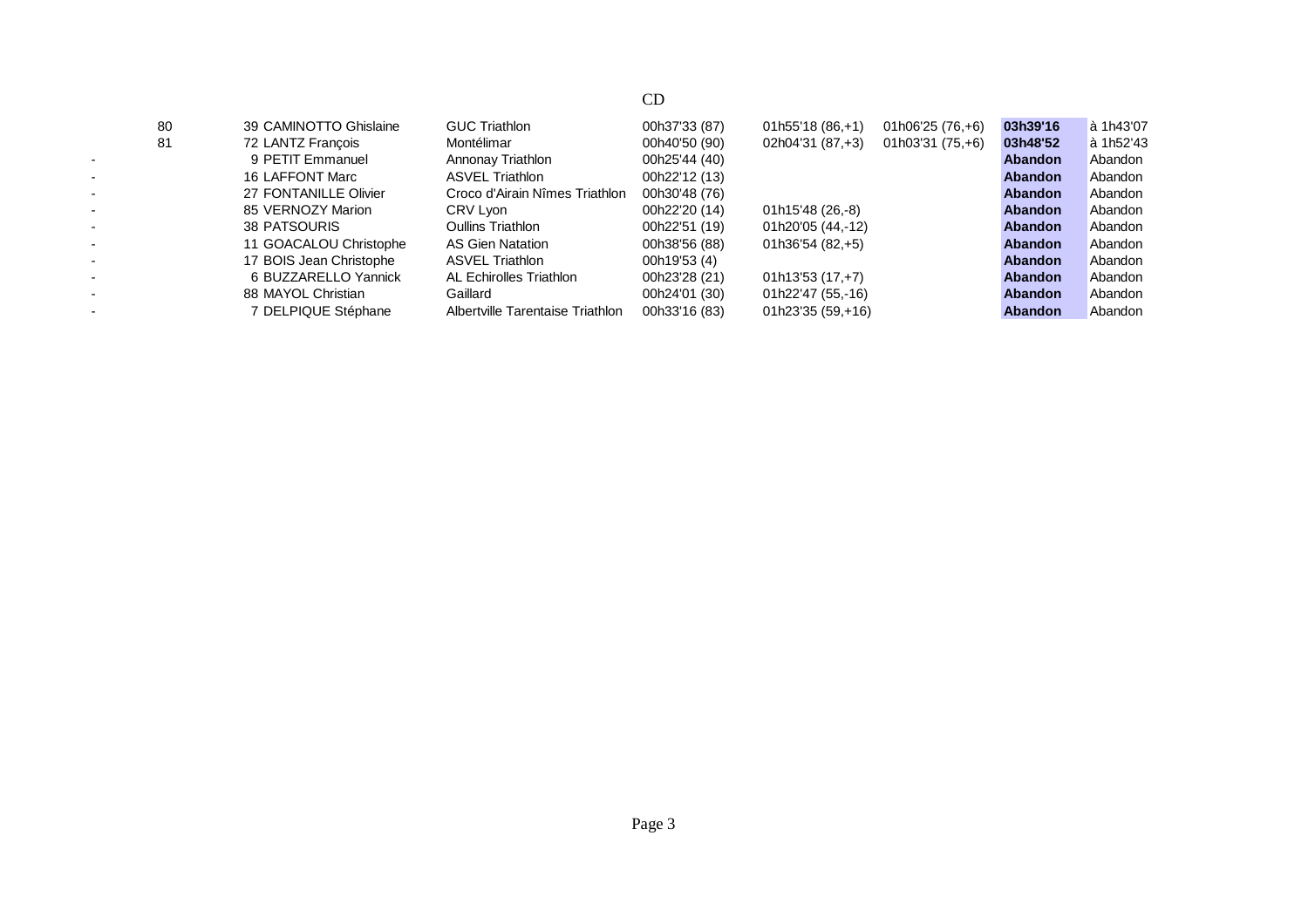CD

| | | | | | | | | |
|---|---|---|---|---|---|---|---|---|
| 80 | 39 | CAMINOTTO Ghislaine | GUC Triathlon | 00h37'33 (87) | 01h55'18 (86,+1) | 01h06'25 (76,+6) | **03h39'16** | à 1h43'07 |
| 81 | 72 | LANTZ François | Montélimar | 00h40'50 (90) | 02h04'31 (87,+3) | 01h03'31 (75,+6) | **03h48'52** | à 1h52'43 |
| - | 9 | PETIT Emmanuel | Annonay Triathlon | 00h25'44 (40) | | | **Abandon** | Abandon |
| - | 16 | LAFFONT Marc | ASVEL Triathlon | 00h22'12 (13) | | | **Abandon** | Abandon |
| - | 27 | FONTANILLE Olivier | Croco d'Airain Nîmes Triathlon | 00h30'48 (76) | | | **Abandon** | Abandon |
| - | 85 | VERNOZY Marion | CRV Lyon | 00h22'20 (14) | 01h15'48 (26,-8) | | **Abandon** | Abandon |
| - | 38 | PATSOURIS | Oullins Triathlon | 00h22'51 (19) | 01h20'05 (44,-12) | | **Abandon** | Abandon |
| - | 11 | GOACALOU Christophe | AS Gien Natation | 00h38'56 (88) | 01h36'54 (82,+5) | | **Abandon** | Abandon |
| - | 17 | BOIS Jean Christophe | ASVEL Triathlon | 00h19'53 (4) | | | **Abandon** | Abandon |
| - | 6 | BUZZARELLO Yannick | AL Echirolles Triathlon | 00h23'28 (21) | 01h13'53 (17,+7) | | **Abandon** | Abandon |
| - | 88 | MAYOL Christian | Gaillard | 00h24'01 (30) | 01h22'47 (55,-16) | | **Abandon** | Abandon |
| - | 7 | DELPIQUE Stéphane | Albertville Tarentaise Triathlon | 00h33'16 (83) | 01h23'35 (59,+16) | | **Abandon** | Abandon |